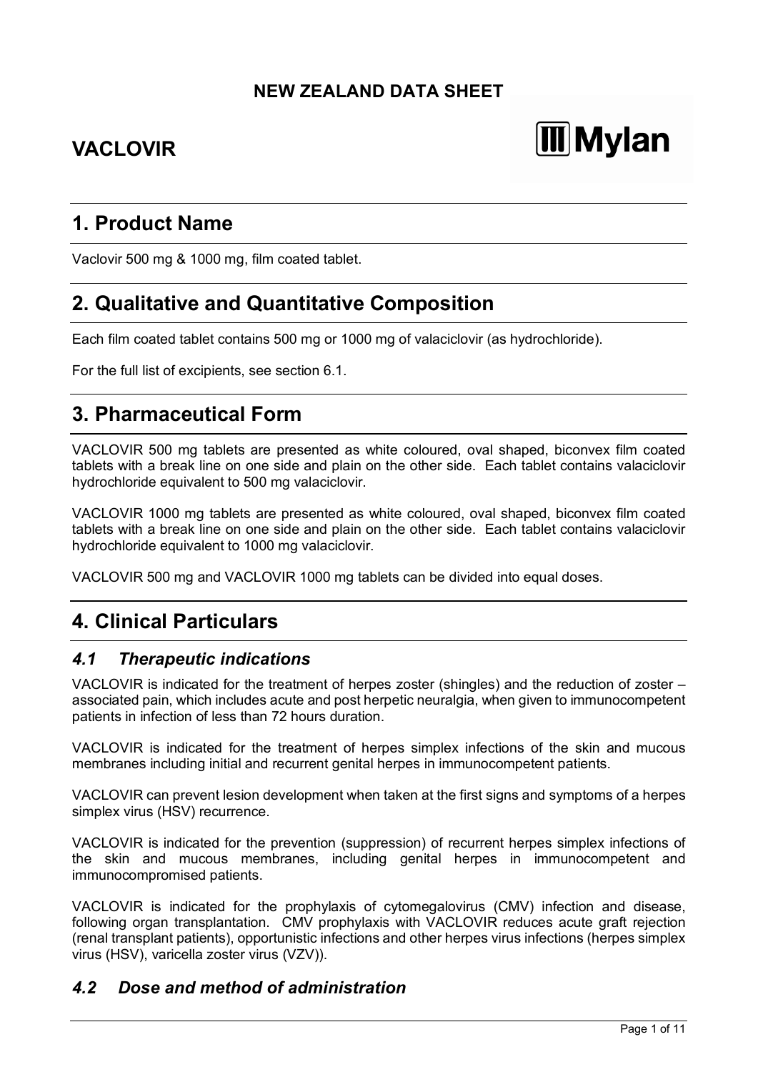**NEW ZEALAND DATA SHEET**

# VACLOVIR

## 1. Product Name

Vaclovir 500 mg & 1000 mg, film coated tablet.

## 2. Qualitative and Quantitative Composition

Each film coated tablet contains 500 mg or 1000 mg of valaciclovir (as hydrochloride).

For the full list of excipients, see section 6.1.

## 3. Pharmaceutical Form

VACLOVIR 500 mg tablets are presented as white coloured, oval shaped, biconvex film coated tablets with a break line on one side and plain on the other side. Each tablet contains valaciclovir hydrochloride equivalent to 500 mg valaciclovir.

VACLOVIR 1000 mg tablets are presented as white coloured, oval shaped, biconvex film coated tablets with a break line on one side and plain on the other side. Each tablet contains valaciclovir hydrochloride equivalent to 1000 mg valaciclovir.

VACLOVIR 500 mg and VACLOVIR 1000 mg tablets can be divided into equal doses.

## 4. Clinical Particulars

### *4.1 Therapeutic indications*

VACLOVIR is indicated for the treatment of herpes zoster (shingles) and the reduction of zoster – associated pain, which includes acute and post herpetic neuralgia, when given to immunocompetent patients in infection of less than 72 hours duration.

VACLOVIR is indicated for the treatment of herpes simplex infections of the skin and mucous membranes including initial and recurrent genital herpes in immunocompetent patients.

VACLOVIR can prevent lesion development when taken at the first signs and symptoms of a herpes simplex virus (HSV) recurrence.

VACLOVIR is indicated for the prevention (suppression) of recurrent herpes simplex infections of the skin and mucous membranes, including genital herpes in immunocompetent and immunocompromised patients.

VACLOVIR is indicated for the prophylaxis of cytomegalovirus (CMV) infection and disease, following organ transplantation. CMV prophylaxis with VACLOVIR reduces acute graft rejection (renal transplant patients), opportunistic infections and other herpes virus infections (herpes simplex virus (HSV), varicella zoster virus (VZV)).

### *4.2 Dose and method of administration*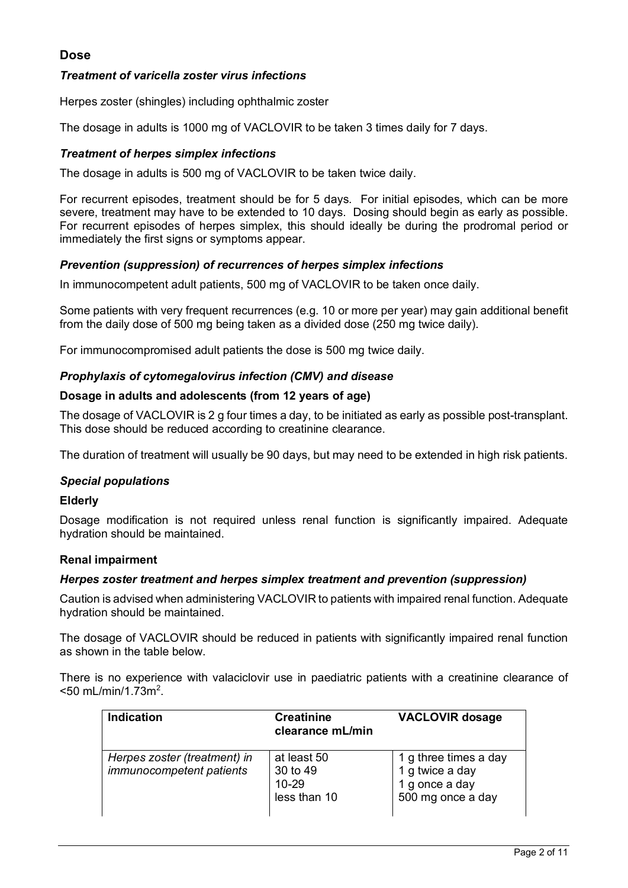## Dose

### *Treatment of varicella zoster virus infections*

Herpes zoster (shingles) including ophthalmic zoster

The dosage in adults is 1000 mg of VACLOVIR to be taken 3 times daily for 7 days.

### *Treatment of herpes simplex infections*

The dosage in adults is 500 mg of VACLOVIR to be taken twice daily.

For recurrent episodes, treatment should be for 5 days. For initial episodes, which can be more severe, treatment may have to be extended to 10 days. Dosing should begin as early as possible. For recurrent episodes of herpes simplex, this should ideally be during the prodromal period or immediately the first signs or symptoms appear.

### *Prevention (suppression) of recurrences of herpes simplex infections*

In immunocompetent adult patients, 500 mg of VACLOVIR to be taken once daily.

Some patients with very frequent recurrences (e.g. 10 or more per year) may gain additional benefit from the daily dose of 500 mg being taken as a divided dose (250 mg twice daily).

For immunocompromised adult patients the dose is 500 mg twice daily.

### *Prophylaxis of cytomegalovirus infection (CMV) and disease*

**Dosage in adults and adolescents (from 12 years of age)**

The dosage of VACLOVIR is 2 g four times a day, to be initiated as early as possible post-transplant. This dose should be reduced according to creatinine clearance.

The duration of treatment will usually be 90 days, but may need to be extended in high risk patients.

### *Special populations*

**Elderly**

Dosage modification is not required unless renal function is significantly impaired. Adequate hydration should be maintained.

**Renal impairment**

### *Herpes zoster treatment and herpes simplex treatment and prevention (suppression)*

Caution is advised when administering VACLOVIR to patients with impaired renal function. Adequate hydration should be maintained.

The dosage of VACLOVIR should be reduced in patients with significantly impaired renal function as shown in the table below.

There is no experience with valaciclovir use in paediatric patients with a creatinine clearance of <50 mL/min/1.73m$^2$.

| Indication | Creatinine clearance mL/min | VACLOVIR dosage |
|---|---|---|
| *Herpes zoster (treatment) in immunocompetent patients* | at least 50<br>30 to 49<br>10-29<br>less than 10 | 1 g three times a day<br>1 g twice a day<br>1 g once a day<br>500 mg once a day |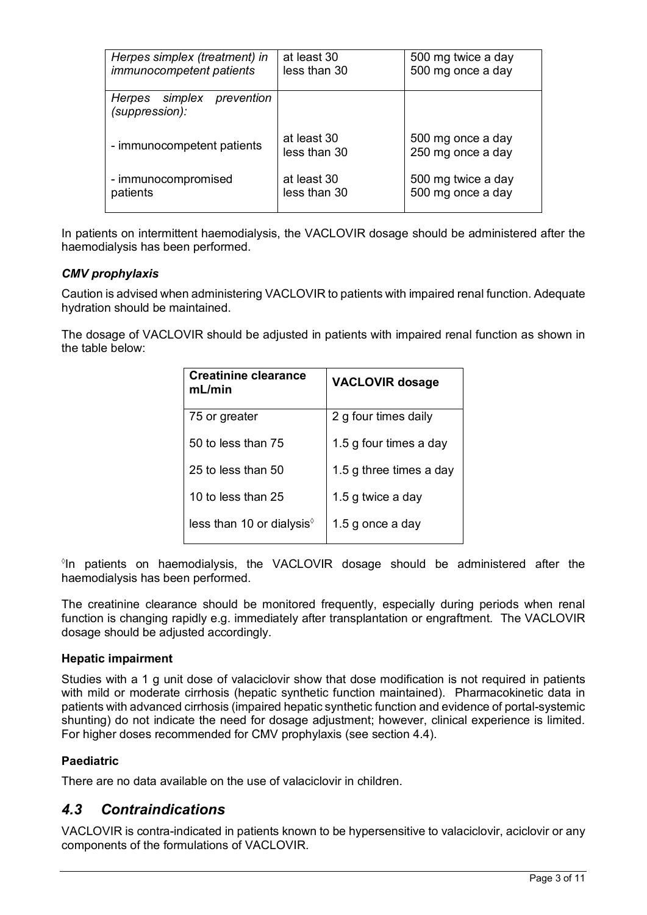| | | |
|---|---|---|
| *Herpes simplex (treatment) in immunocompetent patients* | at least 30<br>less than 30 | 500 mg twice a day<br>500 mg once a day |
| *Herpes simplex prevention (suppression):* | | |
| - immunocompetent patients | at least 30<br>less than 30 | 500 mg once a day<br>250 mg once a day |
| - immunocompromised patients | at least 30<br>less than 30 | 500 mg twice a day<br>500 mg once a day |

In patients on intermittent haemodialysis, the VACLOVIR dosage should be administered after the haemodialysis has been performed.

### *CMV prophylaxis*

Caution is advised when administering VACLOVIR to patients with impaired renal function. Adequate hydration should be maintained.

The dosage of VACLOVIR should be adjusted in patients with impaired renal function as shown in the table below:

| **Creatinine clearance mL/min** | **VACLOVIR dosage** |
|---|---|
| 75 or greater | 2 g four times daily |
| 50 to less than 75 | 1.5 g four times a day |
| 25 to less than 50 | 1.5 g three times a day |
| 10 to less than 25 | 1.5 g twice a day |
| less than 10 or dialysis◊ | 1.5 g once a day |

◊In patients on haemodialysis, the VACLOVIR dosage should be administered after the haemodialysis has been performed.

The creatinine clearance should be monitored frequently, especially during periods when renal function is changing rapidly e.g. immediately after transplantation or engraftment. The VACLOVIR dosage should be adjusted accordingly.

### **Hepatic impairment**

Studies with a 1 g unit dose of valaciclovir show that dose modification is not required in patients with mild or moderate cirrhosis (hepatic synthetic function maintained). Pharmacokinetic data in patients with advanced cirrhosis (impaired hepatic synthetic function and evidence of portal-systemic shunting) do not indicate the need for dosage adjustment; however, clinical experience is limited. For higher doses recommended for CMV prophylaxis (see section 4.4).

### **Paediatric**

There are no data available on the use of valaciclovir in children.

## *4.3 Contraindications*

VACLOVIR is contra-indicated in patients known to be hypersensitive to valaciclovir, aciclovir or any components of the formulations of VACLOVIR.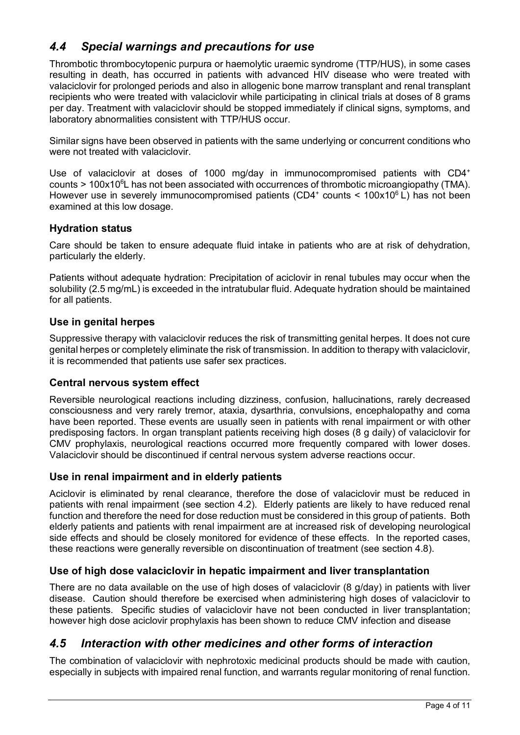## *4.4 Special warnings and precautions for use*

Thrombotic thrombocytopenic purpura or haemolytic uraemic syndrome (TTP/HUS), in some cases resulting in death, has occurred in patients with advanced HIV disease who were treated with valaciclovir for prolonged periods and also in allogenic bone marrow transplant and renal transplant recipients who were treated with valaciclovir while participating in clinical trials at doses of 8 grams per day. Treatment with valaciclovir should be stopped immediately if clinical signs, symptoms, and laboratory abnormalities consistent with TTP/HUS occur.

Similar signs have been observed in patients with the same underlying or concurrent conditions who were not treated with valaciclovir.

Use of valaciclovir at doses of 1000 mg/day in immunocompromised patients with $CD4^+$ counts > $100 \times 10^6$L has not been associated with occurrences of thrombotic microangiopathy (TMA). However use in severely immunocompromised patients ($CD4^+$ counts < $100 \times 10^6$ L) has not been examined at this low dosage.

### Hydration status

Care should be taken to ensure adequate fluid intake in patients who are at risk of dehydration, particularly the elderly.

Patients without adequate hydration: Precipitation of aciclovir in renal tubules may occur when the solubility (2.5 mg/mL) is exceeded in the intratubular fluid. Adequate hydration should be maintained for all patients.

### Use in genital herpes

Suppressive therapy with valaciclovir reduces the risk of transmitting genital herpes. It does not cure genital herpes or completely eliminate the risk of transmission. In addition to therapy with valaciclovir, it is recommended that patients use safer sex practices.

### Central nervous system effect

Reversible neurological reactions including dizziness, confusion, hallucinations, rarely decreased consciousness and very rarely tremor, ataxia, dysarthria, convulsions, encephalopathy and coma have been reported. These events are usually seen in patients with renal impairment or with other predisposing factors. In organ transplant patients receiving high doses (8 g daily) of valaciclovir for CMV prophylaxis, neurological reactions occurred more frequently compared with lower doses. Valaciclovir should be discontinued if central nervous system adverse reactions occur.

### Use in renal impairment and in elderly patients

Aciclovir is eliminated by renal clearance, therefore the dose of valaciclovir must be reduced in patients with renal impairment (see section 4.2). Elderly patients are likely to have reduced renal function and therefore the need for dose reduction must be considered in this group of patients. Both elderly patients and patients with renal impairment are at increased risk of developing neurological side effects and should be closely monitored for evidence of these effects. In the reported cases, these reactions were generally reversible on discontinuation of treatment (see section 4.8).

### Use of high dose valaciclovir in hepatic impairment and liver transplantation

There are no data available on the use of high doses of valaciclovir (8 g/day) in patients with liver disease. Caution should therefore be exercised when administering high doses of valaciclovir to these patients. Specific studies of valaciclovir have not been conducted in liver transplantation; however high dose aciclovir prophylaxis has been shown to reduce CMV infection and disease

## *4.5 Interaction with other medicines and other forms of interaction*

The combination of valaciclovir with nephrotoxic medicinal products should be made with caution, especially in subjects with impaired renal function, and warrants regular monitoring of renal function.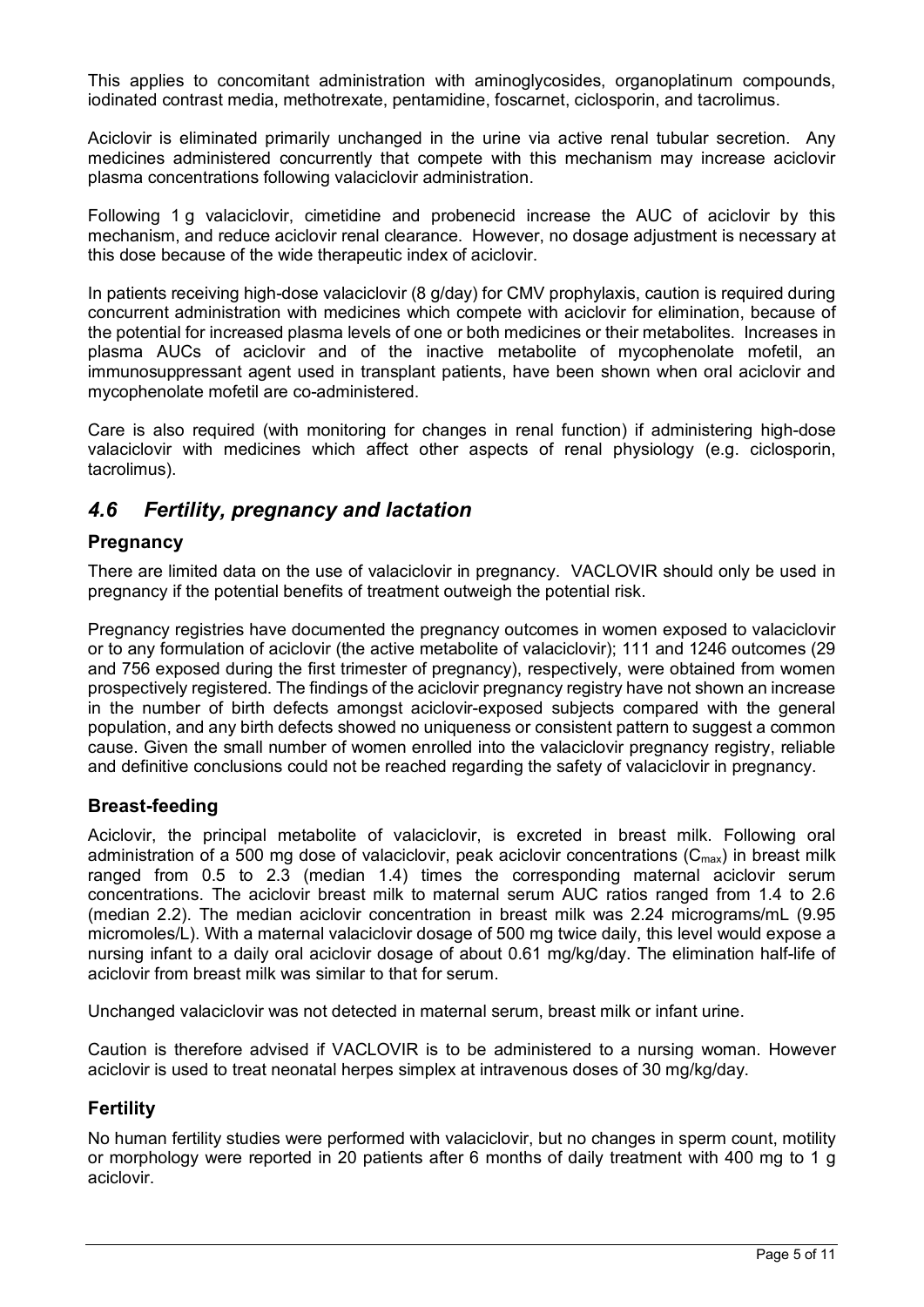This applies to concomitant administration with aminoglycosides, organoplatinum compounds, iodinated contrast media, methotrexate, pentamidine, foscarnet, ciclosporin, and tacrolimus.

Aciclovir is eliminated primarily unchanged in the urine via active renal tubular secretion. Any medicines administered concurrently that compete with this mechanism may increase aciclovir plasma concentrations following valaciclovir administration.

Following 1 g valaciclovir, cimetidine and probenecid increase the AUC of aciclovir by this mechanism, and reduce aciclovir renal clearance. However, no dosage adjustment is necessary at this dose because of the wide therapeutic index of aciclovir.

In patients receiving high-dose valaciclovir (8 g/day) for CMV prophylaxis, caution is required during concurrent administration with medicines which compete with aciclovir for elimination, because of the potential for increased plasma levels of one or both medicines or their metabolites. Increases in plasma AUCs of aciclovir and of the inactive metabolite of mycophenolate mofetil, an immunosuppressant agent used in transplant patients, have been shown when oral aciclovir and mycophenolate mofetil are co-administered.

Care is also required (with monitoring for changes in renal function) if administering high-dose valaciclovir with medicines which affect other aspects of renal physiology (e.g. ciclosporin, tacrolimus).

## *4.6 Fertility, pregnancy and lactation*

### Pregnancy

There are limited data on the use of valaciclovir in pregnancy. VACLOVIR should only be used in pregnancy if the potential benefits of treatment outweigh the potential risk.

Pregnancy registries have documented the pregnancy outcomes in women exposed to valaciclovir or to any formulation of aciclovir (the active metabolite of valaciclovir); 111 and 1246 outcomes (29 and 756 exposed during the first trimester of pregnancy), respectively, were obtained from women prospectively registered. The findings of the aciclovir pregnancy registry have not shown an increase in the number of birth defects amongst aciclovir-exposed subjects compared with the general population, and any birth defects showed no uniqueness or consistent pattern to suggest a common cause. Given the small number of women enrolled into the valaciclovir pregnancy registry, reliable and definitive conclusions could not be reached regarding the safety of valaciclovir in pregnancy.

### Breast-feeding

Aciclovir, the principal metabolite of valaciclovir, is excreted in breast milk. Following oral administration of a 500 mg dose of valaciclovir, peak aciclovir concentrations ($C_{max}$) in breast milk ranged from 0.5 to 2.3 (median 1.4) times the corresponding maternal aciclovir serum concentrations. The aciclovir breast milk to maternal serum AUC ratios ranged from 1.4 to 2.6 (median 2.2). The median aciclovir concentration in breast milk was 2.24 micrograms/mL (9.95 micromoles/L). With a maternal valaciclovir dosage of 500 mg twice daily, this level would expose a nursing infant to a daily oral aciclovir dosage of about 0.61 mg/kg/day. The elimination half-life of aciclovir from breast milk was similar to that for serum.

Unchanged valaciclovir was not detected in maternal serum, breast milk or infant urine.

Caution is therefore advised if VACLOVIR is to be administered to a nursing woman. However aciclovir is used to treat neonatal herpes simplex at intravenous doses of 30 mg/kg/day.

### Fertility

No human fertility studies were performed with valaciclovir, but no changes in sperm count, motility or morphology were reported in 20 patients after 6 months of daily treatment with 400 mg to 1 g aciclovir.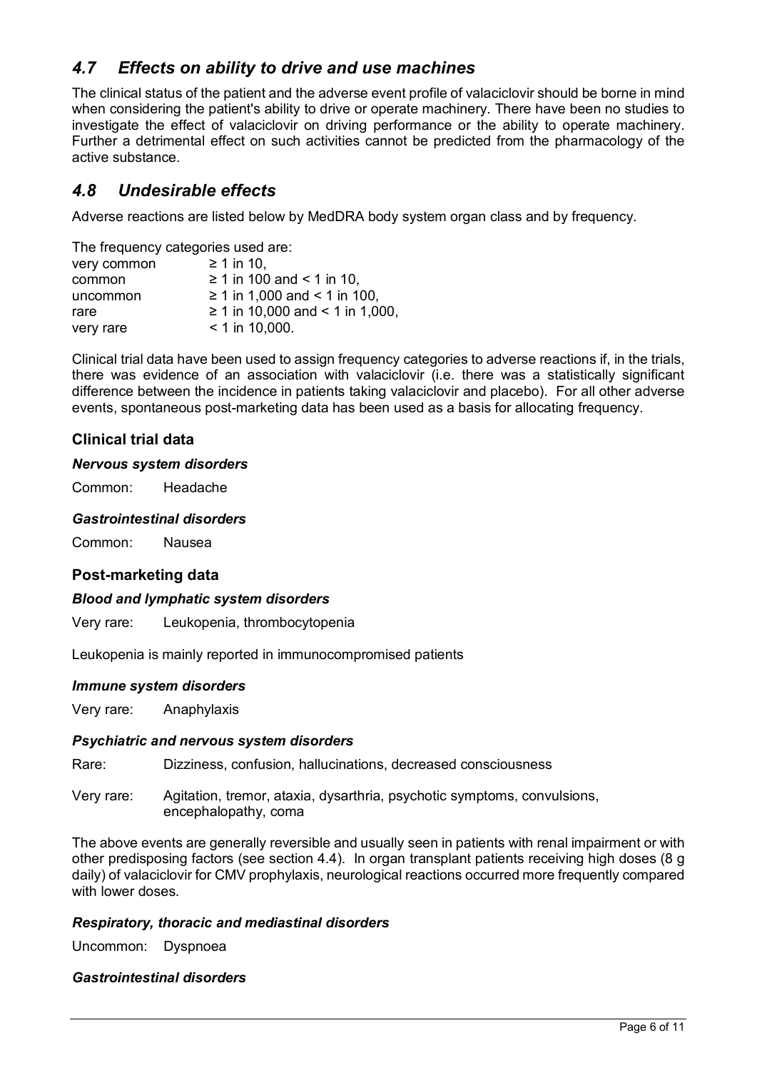## *4.7 Effects on ability to drive and use machines*

The clinical status of the patient and the adverse event profile of valaciclovir should be borne in mind when considering the patient's ability to drive or operate machinery. There have been no studies to investigate the effect of valaciclovir on driving performance or the ability to operate machinery. Further a detrimental effect on such activities cannot be predicted from the pharmacology of the active substance.

## *4.8 Undesirable effects*

Adverse reactions are listed below by MedDRA body system organ class and by frequency.

The frequency categories used are:

| | |
|---|---|
| very common | ≥ 1 in 10, |
| common | ≥ 1 in 100 and < 1 in 10, |
| uncommon | ≥ 1 in 1,000 and < 1 in 100, |
| rare | ≥ 1 in 10,000 and < 1 in 1,000, |
| very rare | < 1 in 10,000. |

Clinical trial data have been used to assign frequency categories to adverse reactions if, in the trials, there was evidence of an association with valaciclovir (i.e. there was a statistically significant difference between the incidence in patients taking valaciclovir and placebo). For all other adverse events, spontaneous post-marketing data has been used as a basis for allocating frequency.

### Clinical trial data

#### *Nervous system disorders*

Common: Headache

#### *Gastrointestinal disorders*

Common: Nausea

### Post-marketing data

#### *Blood and lymphatic system disorders*

Very rare: Leukopenia, thrombocytopenia

Leukopenia is mainly reported in immunocompromised patients

#### *Immune system disorders*

Very rare: Anaphylaxis

#### *Psychiatric and nervous system disorders*

Rare: Dizziness, confusion, hallucinations, decreased consciousness

Very rare: Agitation, tremor, ataxia, dysarthria, psychotic symptoms, convulsions, encephalopathy, coma

The above events are generally reversible and usually seen in patients with renal impairment or with other predisposing factors (see section 4.4). In organ transplant patients receiving high doses (8 g daily) of valaciclovir for CMV prophylaxis, neurological reactions occurred more frequently compared with lower doses.

#### *Respiratory, thoracic and mediastinal disorders*

Uncommon: Dyspnoea

#### *Gastrointestinal disorders*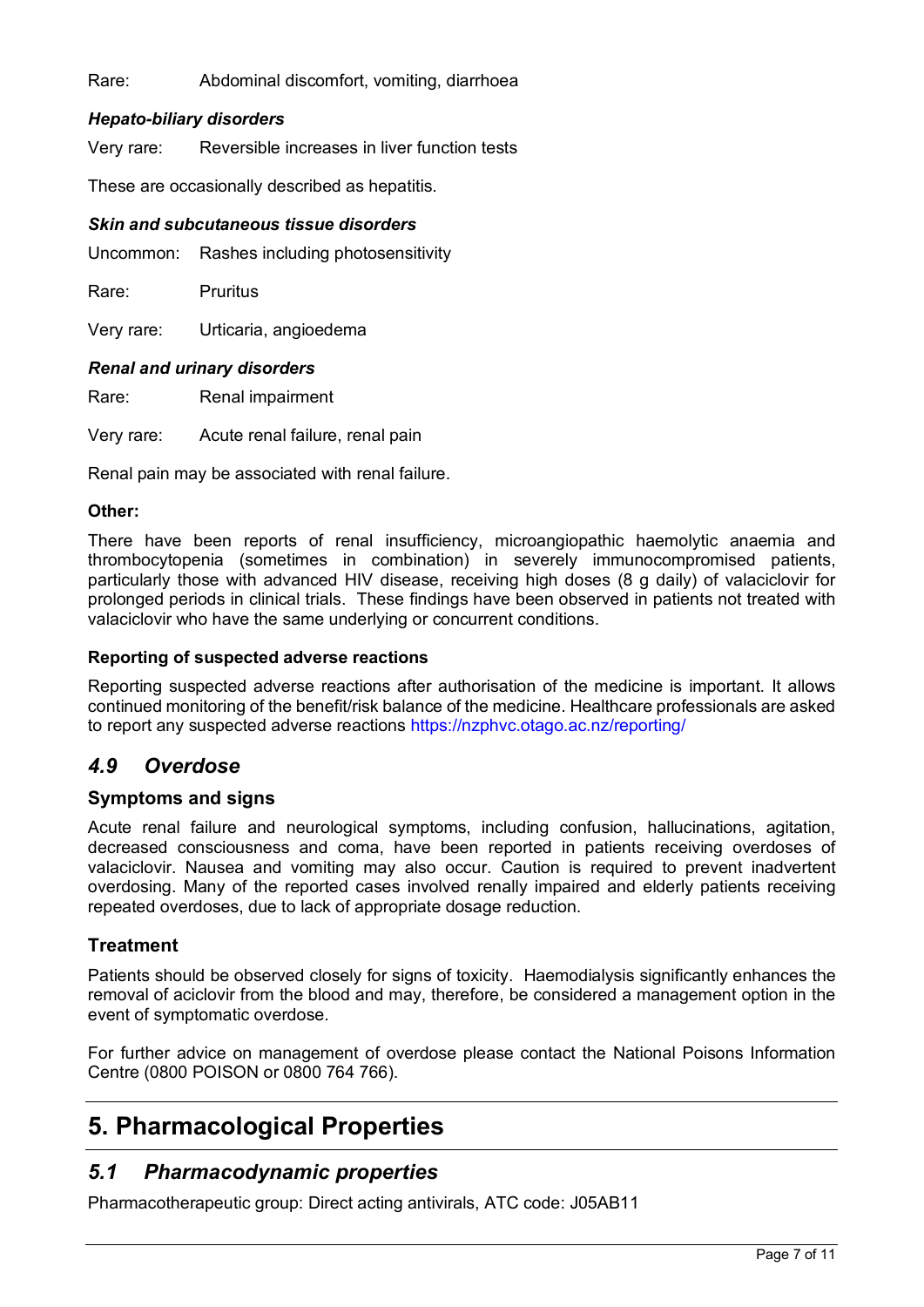Rare: Abdominal discomfort, vomiting, diarrhoea

***Hepato-biliary disorders***

Very rare: Reversible increases in liver function tests

These are occasionally described as hepatitis.

***Skin and subcutaneous tissue disorders***

Uncommon: Rashes including photosensitivity

Rare: Pruritus

Very rare: Urticaria, angioedema

***Renal and urinary disorders***

Rare: Renal impairment

Very rare: Acute renal failure, renal pain

Renal pain may be associated with renal failure.

**Other:**

There have been reports of renal insufficiency, microangiopathic haemolytic anaemia and thrombocytopenia (sometimes in combination) in severely immunocompromised patients, particularly those with advanced HIV disease, receiving high doses (8 g daily) of valaciclovir for prolonged periods in clinical trials. These findings have been observed in patients not treated with valaciclovir who have the same underlying or concurrent conditions.

**Reporting of suspected adverse reactions**

Reporting suspected adverse reactions after authorisation of the medicine is important. It allows continued monitoring of the benefit/risk balance of the medicine. Healthcare professionals are asked to report any suspected adverse reactions https://nzphvc.otago.ac.nz/reporting/

## *4.9 Overdose*

### Symptoms and signs

Acute renal failure and neurological symptoms, including confusion, hallucinations, agitation, decreased consciousness and coma, have been reported in patients receiving overdoses of valaciclovir. Nausea and vomiting may also occur. Caution is required to prevent inadvertent overdosing. Many of the reported cases involved renally impaired and elderly patients receiving repeated overdoses, due to lack of appropriate dosage reduction.

### Treatment

Patients should be observed closely for signs of toxicity. Haemodialysis significantly enhances the removal of aciclovir from the blood and may, therefore, be considered a management option in the event of symptomatic overdose.

For further advice on management of overdose please contact the National Poisons Information Centre (0800 POISON or 0800 764 766).

# 5. Pharmacological Properties

## *5.1 Pharmacodynamic properties*

Pharmacotherapeutic group: Direct acting antivirals, ATC code: J05AB11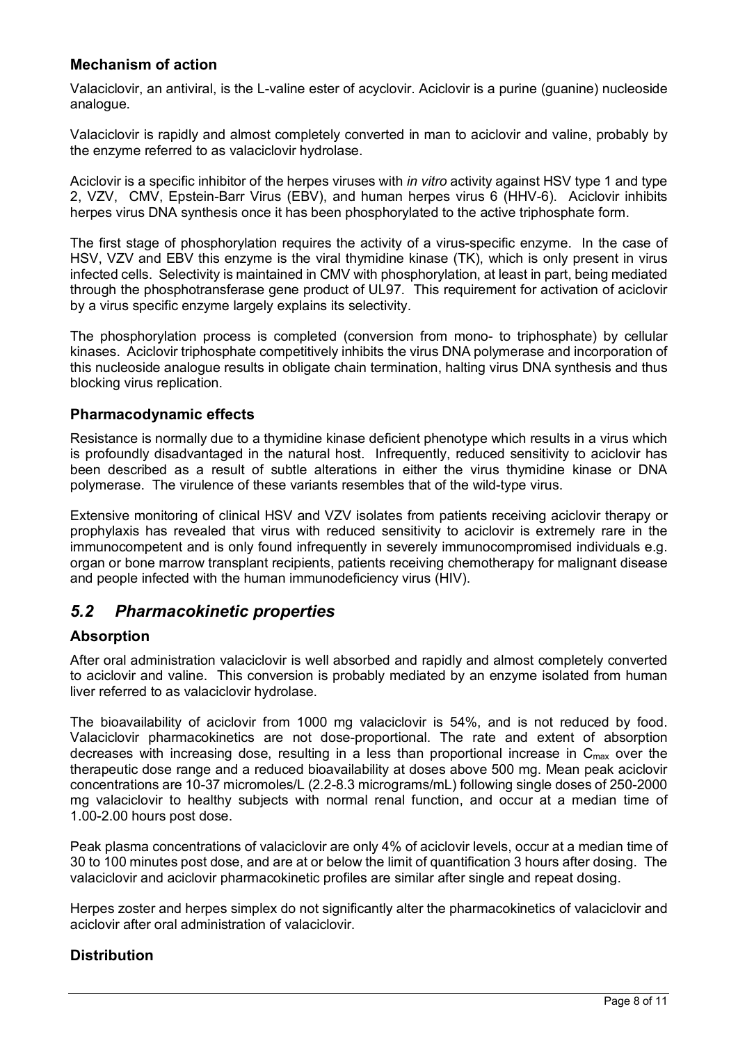### Mechanism of action

Valaciclovir, an antiviral, is the L-valine ester of acyclovir. Aciclovir is a purine (guanine) nucleoside analogue.

Valaciclovir is rapidly and almost completely converted in man to aciclovir and valine, probably by the enzyme referred to as valaciclovir hydrolase.

Aciclovir is a specific inhibitor of the herpes viruses with *in vitro* activity against HSV type 1 and type 2, VZV, CMV, Epstein-Barr Virus (EBV), and human herpes virus 6 (HHV-6). Aciclovir inhibits herpes virus DNA synthesis once it has been phosphorylated to the active triphosphate form.

The first stage of phosphorylation requires the activity of a virus-specific enzyme. In the case of HSV, VZV and EBV this enzyme is the viral thymidine kinase (TK), which is only present in virus infected cells. Selectivity is maintained in CMV with phosphorylation, at least in part, being mediated through the phosphotransferase gene product of UL97. This requirement for activation of aciclovir by a virus specific enzyme largely explains its selectivity.

The phosphorylation process is completed (conversion from mono- to triphosphate) by cellular kinases. Aciclovir triphosphate competitively inhibits the virus DNA polymerase and incorporation of this nucleoside analogue results in obligate chain termination, halting virus DNA synthesis and thus blocking virus replication.

### Pharmacodynamic effects

Resistance is normally due to a thymidine kinase deficient phenotype which results in a virus which is profoundly disadvantaged in the natural host. Infrequently, reduced sensitivity to aciclovir has been described as a result of subtle alterations in either the virus thymidine kinase or DNA polymerase. The virulence of these variants resembles that of the wild-type virus.

Extensive monitoring of clinical HSV and VZV isolates from patients receiving aciclovir therapy or prophylaxis has revealed that virus with reduced sensitivity to aciclovir is extremely rare in the immunocompetent and is only found infrequently in severely immunocompromised individuals e.g. organ or bone marrow transplant recipients, patients receiving chemotherapy for malignant disease and people infected with the human immunodeficiency virus (HIV).

## *5.2 Pharmacokinetic properties*

### Absorption

After oral administration valaciclovir is well absorbed and rapidly and almost completely converted to aciclovir and valine. This conversion is probably mediated by an enzyme isolated from human liver referred to as valaciclovir hydrolase.

The bioavailability of aciclovir from 1000 mg valaciclovir is 54%, and is not reduced by food. Valaciclovir pharmacokinetics are not dose-proportional. The rate and extent of absorption decreases with increasing dose, resulting in a less than proportional increase in $C_{max}$ over the therapeutic dose range and a reduced bioavailability at doses above 500 mg. Mean peak aciclovir concentrations are 10-37 micromoles/L (2.2-8.3 micrograms/mL) following single doses of 250-2000 mg valaciclovir to healthy subjects with normal renal function, and occur at a median time of 1.00-2.00 hours post dose.

Peak plasma concentrations of valaciclovir are only 4% of aciclovir levels, occur at a median time of 30 to 100 minutes post dose, and are at or below the limit of quantification 3 hours after dosing. The valaciclovir and aciclovir pharmacokinetic profiles are similar after single and repeat dosing.

Herpes zoster and herpes simplex do not significantly alter the pharmacokinetics of valaciclovir and aciclovir after oral administration of valaciclovir.

### Distribution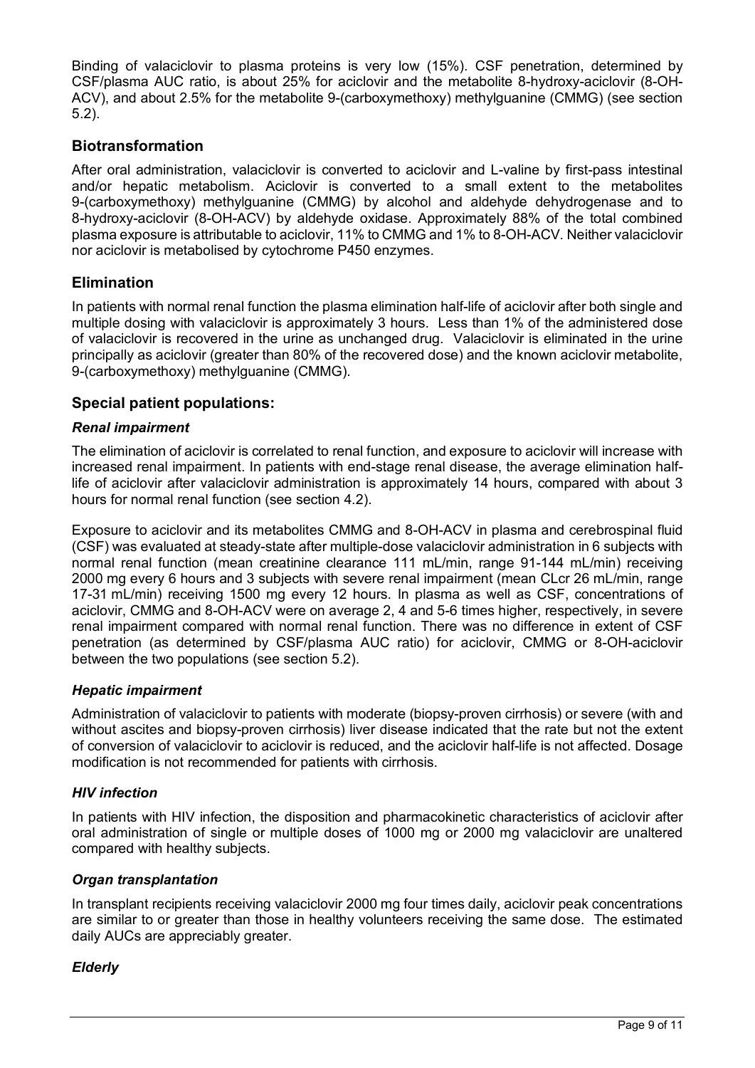Binding of valaciclovir to plasma proteins is very low (15%). CSF penetration, determined by CSF/plasma AUC ratio, is about 25% for aciclovir and the metabolite 8-hydroxy-aciclovir (8-OH-ACV), and about 2.5% for the metabolite 9-(carboxymethoxy) methylguanine (CMMG) (see section 5.2).

## Biotransformation

After oral administration, valaciclovir is converted to aciclovir and L-valine by first-pass intestinal and/or hepatic metabolism. Aciclovir is converted to a small extent to the metabolites 9-(carboxymethoxy) methylguanine (CMMG) by alcohol and aldehyde dehydrogenase and to 8-hydroxy-aciclovir (8-OH-ACV) by aldehyde oxidase. Approximately 88% of the total combined plasma exposure is attributable to aciclovir, 11% to CMMG and 1% to 8-OH-ACV. Neither valaciclovir nor aciclovir is metabolised by cytochrome P450 enzymes.

## Elimination

In patients with normal renal function the plasma elimination half-life of aciclovir after both single and multiple dosing with valaciclovir is approximately 3 hours. Less than 1% of the administered dose of valaciclovir is recovered in the urine as unchanged drug. Valaciclovir is eliminated in the urine principally as aciclovir (greater than 80% of the recovered dose) and the known aciclovir metabolite, 9-(carboxymethoxy) methylguanine (CMMG).

## Special patient populations:

### *Renal impairment*

The elimination of aciclovir is correlated to renal function, and exposure to aciclovir will increase with increased renal impairment. In patients with end-stage renal disease, the average elimination half-life of aciclovir after valaciclovir administration is approximately 14 hours, compared with about 3 hours for normal renal function (see section 4.2).

Exposure to aciclovir and its metabolites CMMG and 8-OH-ACV in plasma and cerebrospinal fluid (CSF) was evaluated at steady-state after multiple-dose valaciclovir administration in 6 subjects with normal renal function (mean creatinine clearance 111 mL/min, range 91-144 mL/min) receiving 2000 mg every 6 hours and 3 subjects with severe renal impairment (mean CLcr 26 mL/min, range 17-31 mL/min) receiving 1500 mg every 12 hours. In plasma as well as CSF, concentrations of aciclovir, CMMG and 8-OH-ACV were on average 2, 4 and 5-6 times higher, respectively, in severe renal impairment compared with normal renal function. There was no difference in extent of CSF penetration (as determined by CSF/plasma AUC ratio) for aciclovir, CMMG or 8-OH-aciclovir between the two populations (see section 5.2).

### *Hepatic impairment*

Administration of valaciclovir to patients with moderate (biopsy-proven cirrhosis) or severe (with and without ascites and biopsy-proven cirrhosis) liver disease indicated that the rate but not the extent of conversion of valaciclovir to aciclovir is reduced, and the aciclovir half-life is not affected. Dosage modification is not recommended for patients with cirrhosis.

### *HIV infection*

In patients with HIV infection, the disposition and pharmacokinetic characteristics of aciclovir after oral administration of single or multiple doses of 1000 mg or 2000 mg valaciclovir are unaltered compared with healthy subjects.

### *Organ transplantation*

In transplant recipients receiving valaciclovir 2000 mg four times daily, aciclovir peak concentrations are similar to or greater than those in healthy volunteers receiving the same dose. The estimated daily AUCs are appreciably greater.

### *Elderly*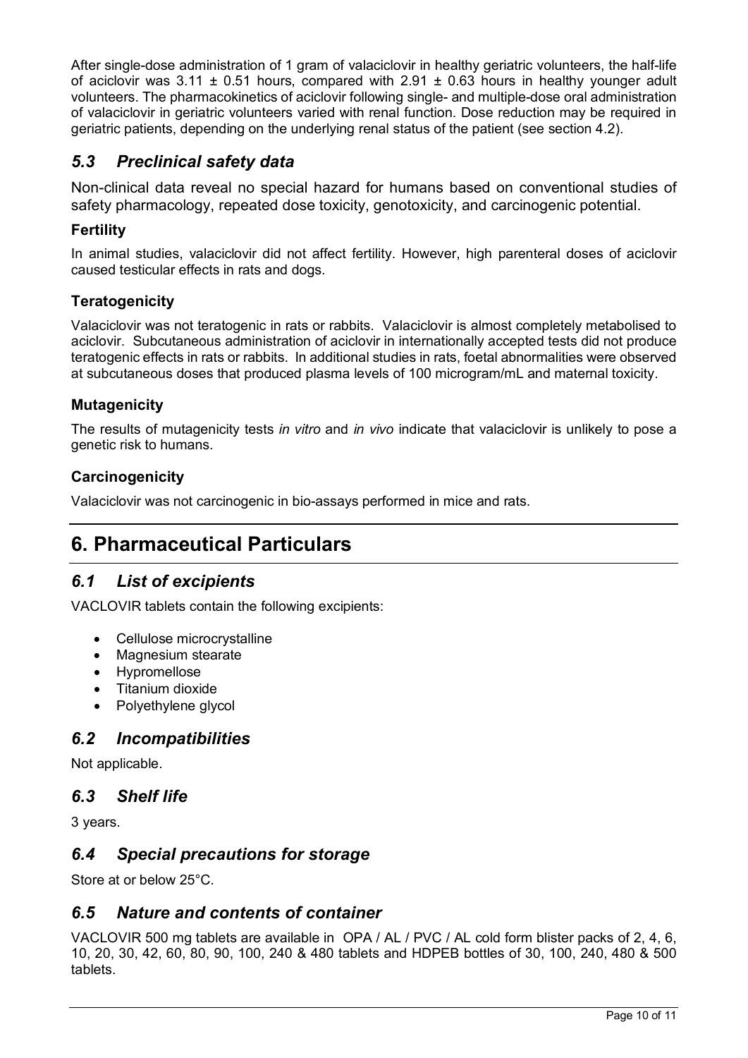After single-dose administration of 1 gram of valaciclovir in healthy geriatric volunteers, the half-life of aciclovir was 3.11 ± 0.51 hours, compared with 2.91 ± 0.63 hours in healthy younger adult volunteers. The pharmacokinetics of aciclovir following single- and multiple-dose oral administration of valaciclovir in geriatric volunteers varied with renal function. Dose reduction may be required in geriatric patients, depending on the underlying renal status of the patient (see section 4.2).

## *5.3 Preclinical safety data*

Non-clinical data reveal no special hazard for humans based on conventional studies of safety pharmacology, repeated dose toxicity, genotoxicity, and carcinogenic potential.

### Fertility

In animal studies, valaciclovir did not affect fertility. However, high parenteral doses of aciclovir caused testicular effects in rats and dogs.

### Teratogenicity

Valaciclovir was not teratogenic in rats or rabbits. Valaciclovir is almost completely metabolised to aciclovir. Subcutaneous administration of aciclovir in internationally accepted tests did not produce teratogenic effects in rats or rabbits. In additional studies in rats, foetal abnormalities were observed at subcutaneous doses that produced plasma levels of 100 microgram/mL and maternal toxicity.

### Mutagenicity

The results of mutagenicity tests *in vitro* and *in vivo* indicate that valaciclovir is unlikely to pose a genetic risk to humans.

### Carcinogenicity

Valaciclovir was not carcinogenic in bio-assays performed in mice and rats.

# 6. Pharmaceutical Particulars

## *6.1 List of excipients*

VACLOVIR tablets contain the following excipients:

- Cellulose microcrystalline
- Magnesium stearate
- Hypromellose
- Titanium dioxide
- Polyethylene glycol

## *6.2 Incompatibilities*

Not applicable.

## *6.3 Shelf life*

3 years.

## *6.4 Special precautions for storage*

Store at or below 25°C.

## *6.5 Nature and contents of container*

VACLOVIR 500 mg tablets are available in OPA / AL / PVC / AL cold form blister packs of 2, 4, 6, 10, 20, 30, 42, 60, 80, 90, 100, 240 & 480 tablets and HDPEB bottles of 30, 100, 240, 480 & 500 tablets.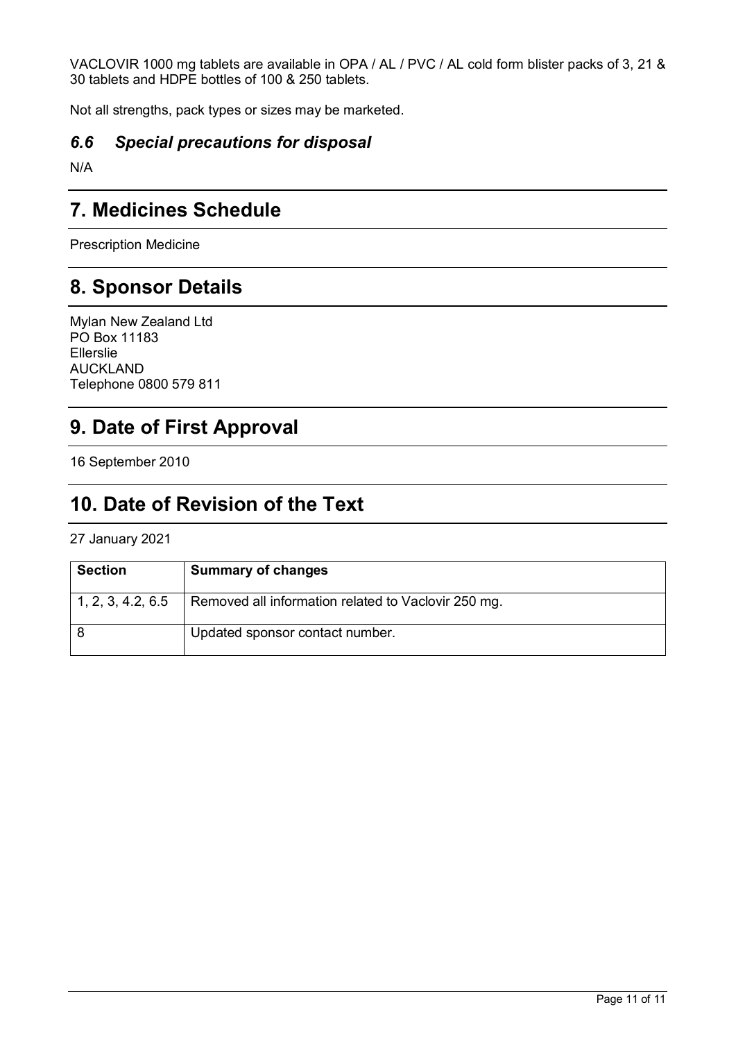VACLOVIR 1000 mg tablets are available in OPA / AL / PVC / AL cold form blister packs of 3, 21 & 30 tablets and HDPE bottles of 100 & 250 tablets.

Not all strengths, pack types or sizes may be marketed.

### *6.6 Special precautions for disposal*

N/A

## 7. Medicines Schedule

Prescription Medicine

## 8. Sponsor Details

Mylan New Zealand Ltd
PO Box 11183
Ellerslie
AUCKLAND
Telephone 0800 579 811

## 9. Date of First Approval

16 September 2010

## 10. Date of Revision of the Text

27 January 2021

| Section | Summary of changes |
| --- | --- |
| 1, 2, 3, 4.2, 6.5 | Removed all information related to Vaclovir 250 mg. |
| 8 | Updated sponsor contact number. |